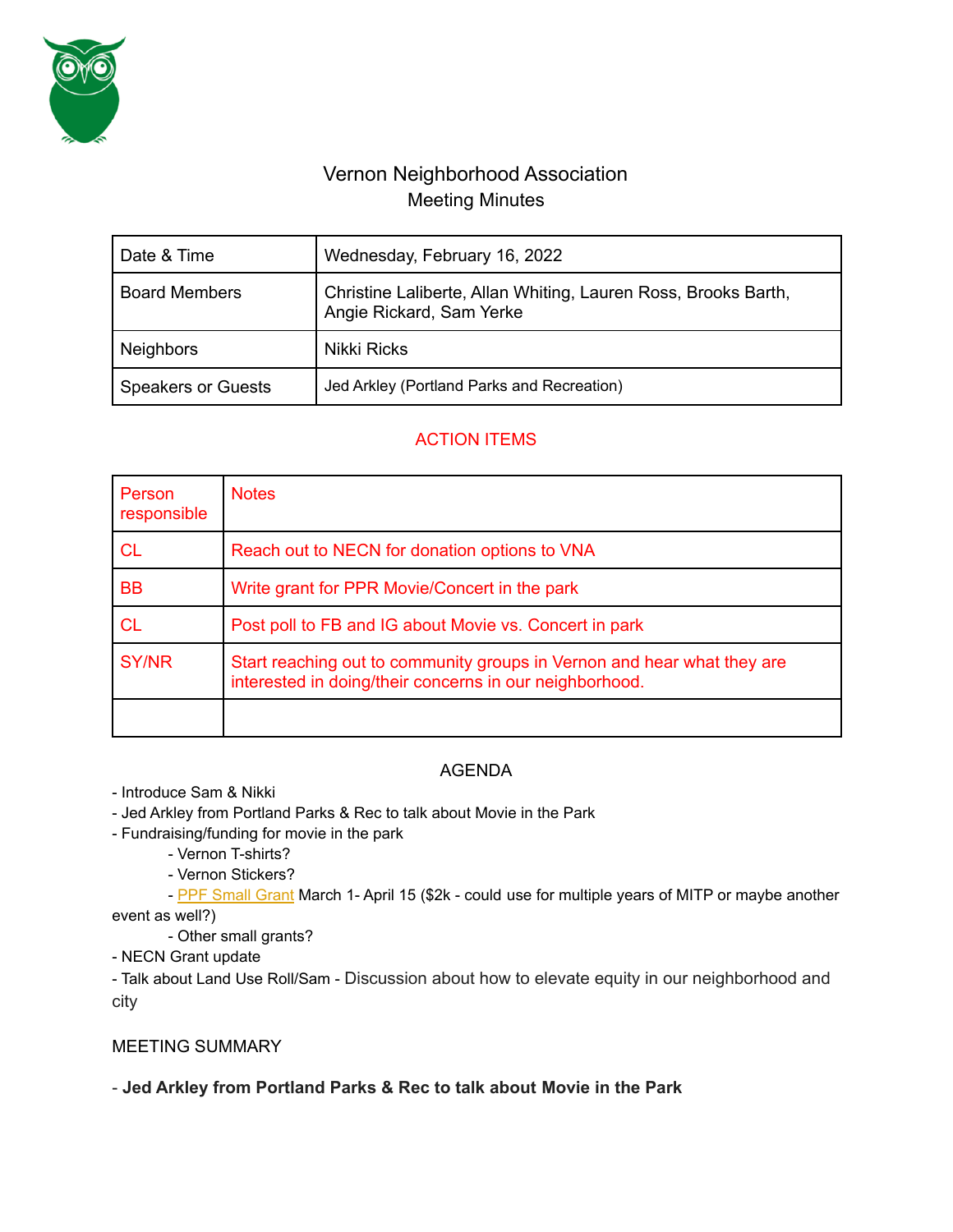# Vernon Neighborhood Association

## Meeting Minutes

| Date & Time | Wednesday, February 16, 2022 |
|---|---|
| Board Members | Christine Laliberte, Allan Whiting, Lauren Ross, Brooks Barth, Angie Rickard, Sam Yerke |
| Neighbors | Nikki Ricks |
| Speakers or Guests | Jed Arkley (Portland Parks and Recreation) |

## ACTION ITEMS

| Person responsible | Notes |
|---|---|
| CL | Reach out to NECN for donation options to VNA |
| BB | Write grant for PPR Movie/Concert in the park |
| CL | Post poll to FB and IG about Movie vs. Concert in park |
| SY/NR | Start reaching out to community groups in Vernon and hear what they are interested in doing/their concerns in our neighborhood. |
| | |

## AGENDA

- Introduce Sam & Nikki
- Jed Arkley from Portland Parks & Rec to talk about Movie in the Park
- Fundraising/funding for movie in the park
    - Vernon T-shirts?
    - Vernon Stickers?
    - PPF Small Grant March 1- April 15 ($2k - could use for multiple years of MITP or maybe another event as well?)
    - Other small grants?
- NECN Grant update
- Talk about Land Use Roll/Sam - Discussion about how to elevate equity in our neighborhood and city

## MEETING SUMMARY

- **Jed Arkley from Portland Parks & Rec to talk about Movie in the Park**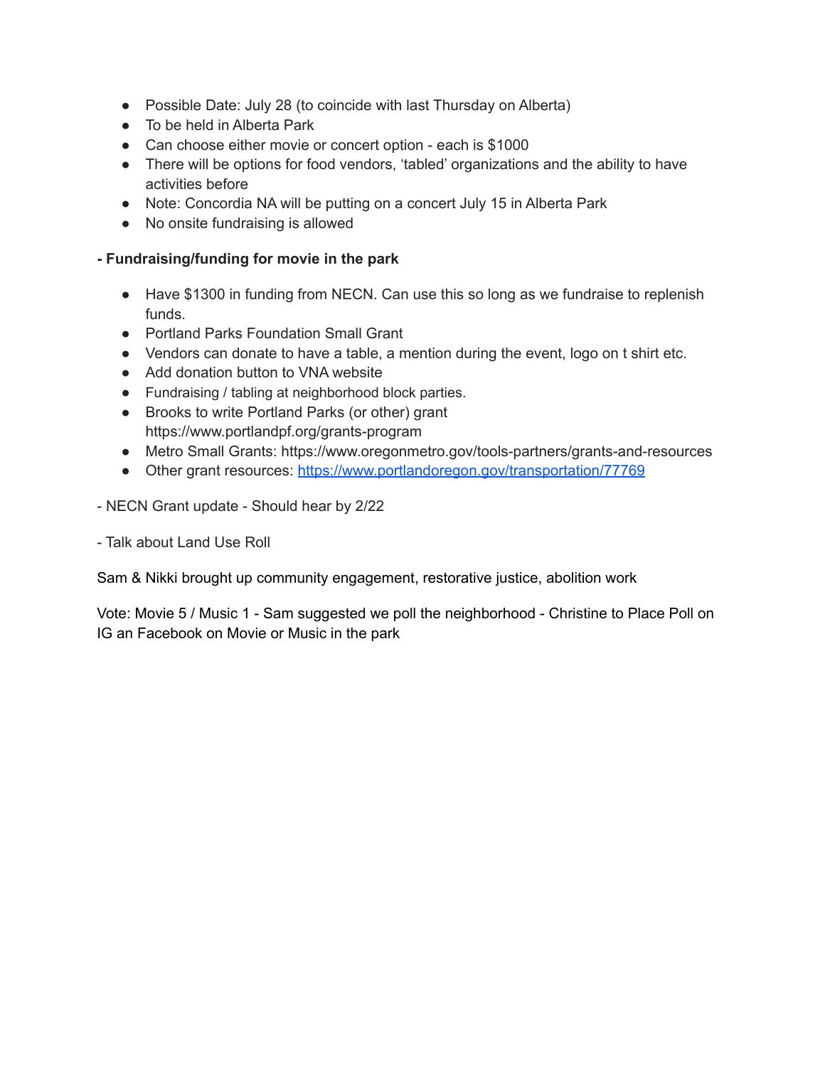- Possible Date: July 28 (to coincide with last Thursday on Alberta)
- To be held in Alberta Park
- Can choose either movie or concert option - each is $1000
- There will be options for food vendors, 'tabled' organizations and the ability to have activities before
- Note: Concordia NA will be putting on a concert July 15 in Alberta Park
- No onsite fundraising is allowed

**- Fundraising/funding for movie in the park**

- Have $1300 in funding from NECN. Can use this so long as we fundraise to replenish funds.
- Portland Parks Foundation Small Grant
- Vendors can donate to have a table, a mention during the event, logo on t shirt etc.
- Add donation button to VNA website
- Fundraising / tabling at neighborhood block parties.
- Brooks to write Portland Parks (or other) grant https://www.portlandpf.org/grants-program
- Metro Small Grants: https://www.oregonmetro.gov/tools-partners/grants-and-resources
- Other grant resources: [https://www.portlandoregon.gov/transportation/77769](https://www.portlandoregon.gov/transportation/77769)

- NECN Grant update - Should hear by 2/22

- Talk about Land Use Roll

Sam & Nikki brought up community engagement, restorative justice, abolition work

Vote: Movie 5 / Music 1 - Sam suggested we poll the neighborhood - Christine to Place Poll on IG an Facebook on Movie or Music in the park